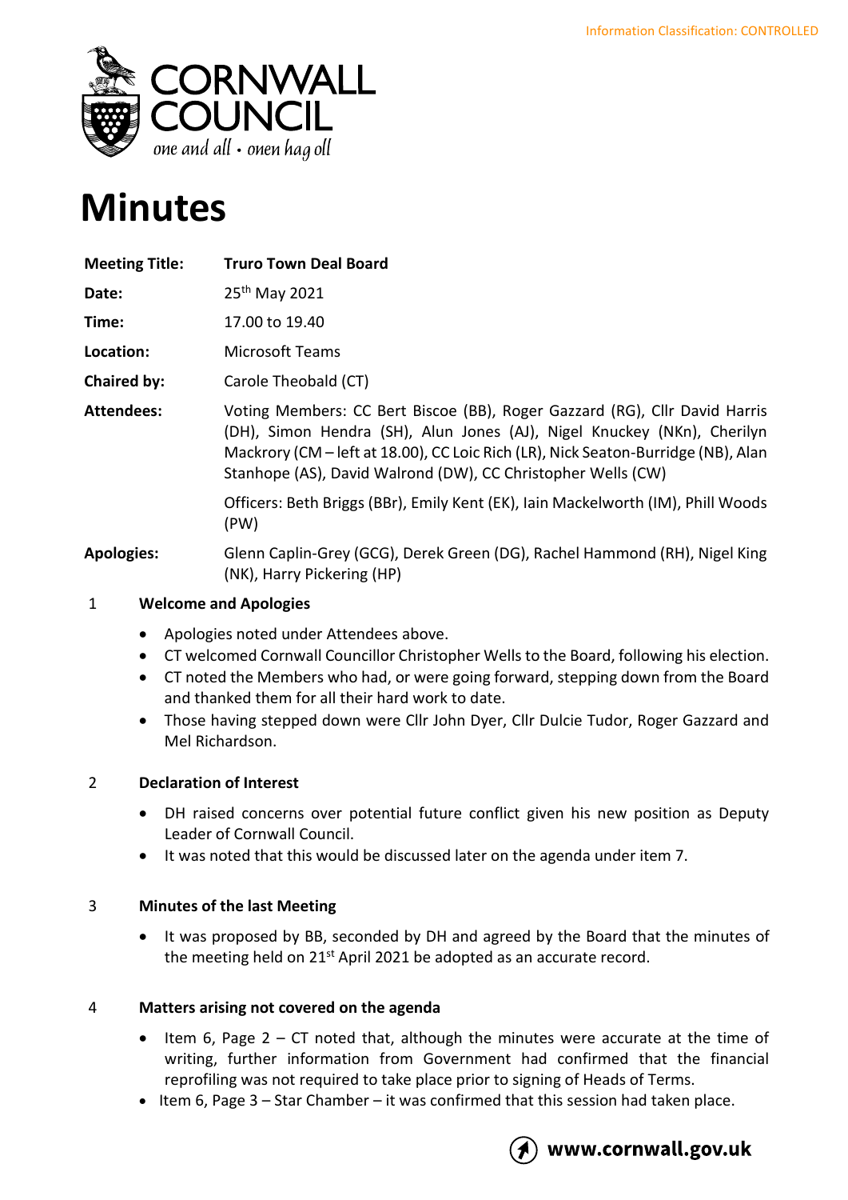Information Classification: CONTROLLED

CORNWALL COUNCIL
*one and all • onen hag oll*

# Minutes

| | |
|---|---|
| **Meeting Title:** | **Truro Town Deal Board** |
| **Date:** | 25th May 2021 |
| **Time:** | 17.00 to 19.40 |
| **Location:** | Microsoft Teams |
| **Chaired by:** | Carole Theobald (CT) |
| **Attendees:** | Voting Members: CC Bert Biscoe (BB), Roger Gazzard (RG), Cllr David Harris (DH), Simon Hendra (SH), Alun Jones (AJ), Nigel Knuckey (NKn), Cherilyn Mackrory (CM – left at 18.00), CC Loic Rich (LR), Nick Seaton-Burridge (NB), Alan Stanhope (AS), David Walrond (DW), CC Christopher Wells (CW) |
| | Officers: Beth Briggs (BBr), Emily Kent (EK), Iain Mackelworth (IM), Phill Woods (PW) |
| **Apologies:** | Glenn Caplin-Grey (GCG), Derek Green (DG), Rachel Hammond (RH), Nigel King (NK), Harry Pickering (HP) |

## 1 Welcome and Apologies

- Apologies noted under Attendees above.
- CT welcomed Cornwall Councillor Christopher Wells to the Board, following his election.
- CT noted the Members who had, or were going forward, stepping down from the Board and thanked them for all their hard work to date.
- Those having stepped down were Cllr John Dyer, Cllr Dulcie Tudor, Roger Gazzard and Mel Richardson.

## 2 Declaration of Interest

- DH raised concerns over potential future conflict given his new position as Deputy Leader of Cornwall Council.
- It was noted that this would be discussed later on the agenda under item 7.

## 3 Minutes of the last Meeting

- It was proposed by BB, seconded by DH and agreed by the Board that the minutes of the meeting held on 21st April 2021 be adopted as an accurate record.

## 4 Matters arising not covered on the agenda

- Item 6, Page 2 – CT noted that, although the minutes were accurate at the time of writing, further information from Government had confirmed that the financial reprofiling was not required to take place prior to signing of Heads of Terms.
- Item 6, Page 3 – Star Chamber – it was confirmed that this session had taken place.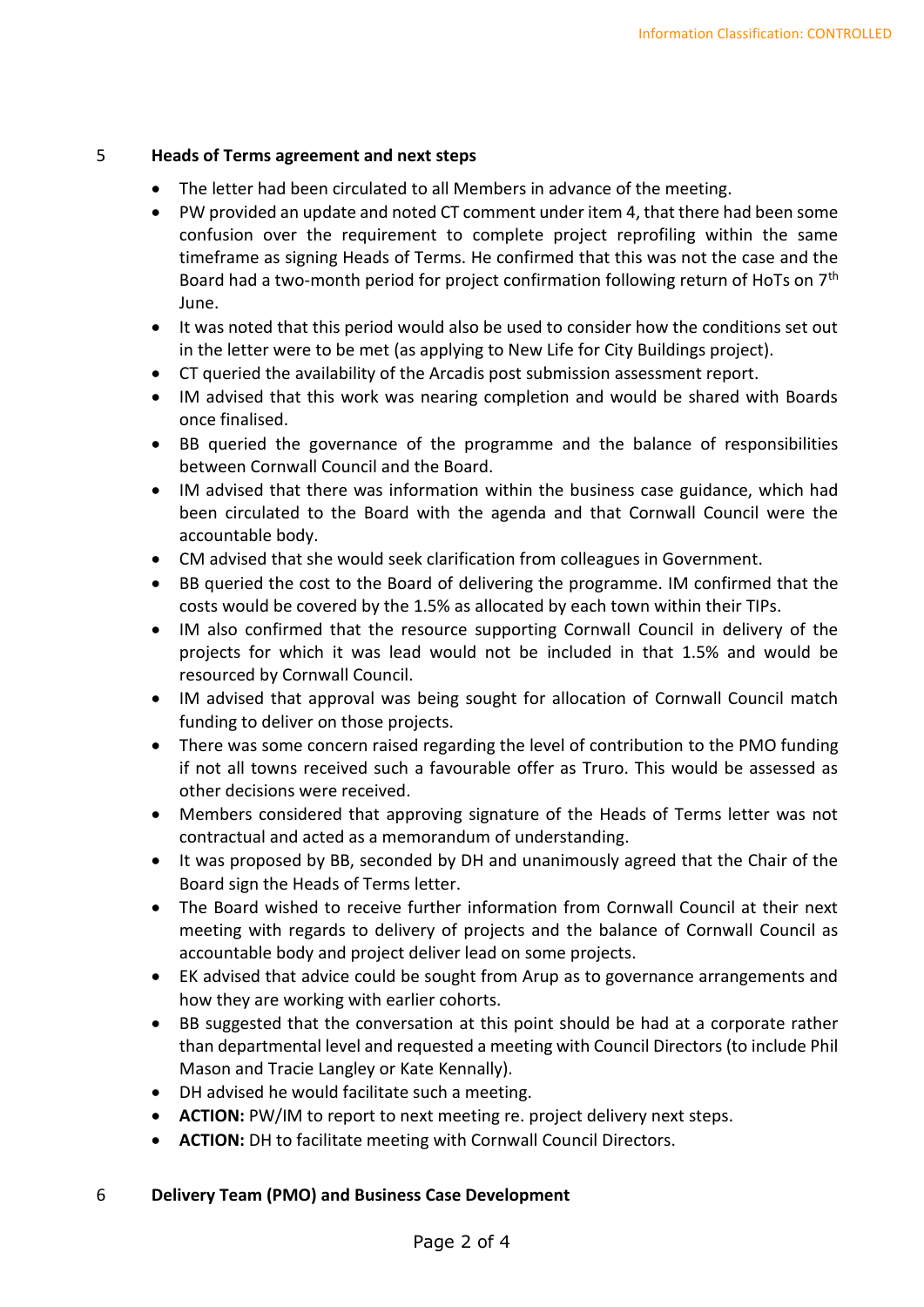## 5 Heads of Terms agreement and next steps

- The letter had been circulated to all Members in advance of the meeting.
- PW provided an update and noted CT comment under item 4, that there had been some confusion over the requirement to complete project reprofiling within the same timeframe as signing Heads of Terms. He confirmed that this was not the case and the Board had a two-month period for project confirmation following return of HoTs on 7th June.
- It was noted that this period would also be used to consider how the conditions set out in the letter were to be met (as applying to New Life for City Buildings project).
- CT queried the availability of the Arcadis post submission assessment report.
- IM advised that this work was nearing completion and would be shared with Boards once finalised.
- BB queried the governance of the programme and the balance of responsibilities between Cornwall Council and the Board.
- IM advised that there was information within the business case guidance, which had been circulated to the Board with the agenda and that Cornwall Council were the accountable body.
- CM advised that she would seek clarification from colleagues in Government.
- BB queried the cost to the Board of delivering the programme. IM confirmed that the costs would be covered by the 1.5% as allocated by each town within their TIPs.
- IM also confirmed that the resource supporting Cornwall Council in delivery of the projects for which it was lead would not be included in that 1.5% and would be resourced by Cornwall Council.
- IM advised that approval was being sought for allocation of Cornwall Council match funding to deliver on those projects.
- There was some concern raised regarding the level of contribution to the PMO funding if not all towns received such a favourable offer as Truro. This would be assessed as other decisions were received.
- Members considered that approving signature of the Heads of Terms letter was not contractual and acted as a memorandum of understanding.
- It was proposed by BB, seconded by DH and unanimously agreed that the Chair of the Board sign the Heads of Terms letter.
- The Board wished to receive further information from Cornwall Council at their next meeting with regards to delivery of projects and the balance of Cornwall Council as accountable body and project deliver lead on some projects.
- EK advised that advice could be sought from Arup as to governance arrangements and how they are working with earlier cohorts.
- BB suggested that the conversation at this point should be had at a corporate rather than departmental level and requested a meeting with Council Directors (to include Phil Mason and Tracie Langley or Kate Kennally).
- DH advised he would facilitate such a meeting.
- **ACTION:** PW/IM to report to next meeting re. project delivery next steps.
- **ACTION:** DH to facilitate meeting with Cornwall Council Directors.

## 6 Delivery Team (PMO) and Business Case Development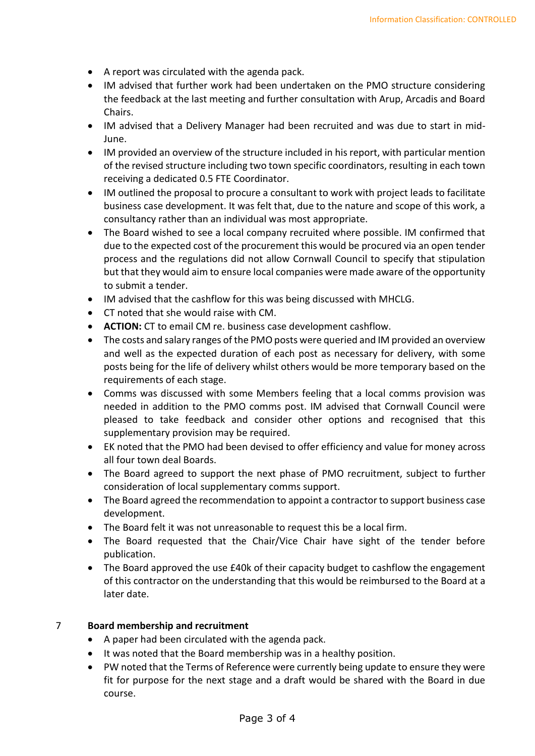- A report was circulated with the agenda pack.
- IM advised that further work had been undertaken on the PMO structure considering the feedback at the last meeting and further consultation with Arup, Arcadis and Board Chairs.
- IM advised that a Delivery Manager had been recruited and was due to start in mid-June.
- IM provided an overview of the structure included in his report, with particular mention of the revised structure including two town specific coordinators, resulting in each town receiving a dedicated 0.5 FTE Coordinator.
- IM outlined the proposal to procure a consultant to work with project leads to facilitate business case development. It was felt that, due to the nature and scope of this work, a consultancy rather than an individual was most appropriate.
- The Board wished to see a local company recruited where possible. IM confirmed that due to the expected cost of the procurement this would be procured via an open tender process and the regulations did not allow Cornwall Council to specify that stipulation but that they would aim to ensure local companies were made aware of the opportunity to submit a tender.
- IM advised that the cashflow for this was being discussed with MHCLG.
- CT noted that she would raise with CM.
- **ACTION:** CT to email CM re. business case development cashflow.
- The costs and salary ranges of the PMO posts were queried and IM provided an overview and well as the expected duration of each post as necessary for delivery, with some posts being for the life of delivery whilst others would be more temporary based on the requirements of each stage.
- Comms was discussed with some Members feeling that a local comms provision was needed in addition to the PMO comms post. IM advised that Cornwall Council were pleased to take feedback and consider other options and recognised that this supplementary provision may be required.
- EK noted that the PMO had been devised to offer efficiency and value for money across all four town deal Boards.
- The Board agreed to support the next phase of PMO recruitment, subject to further consideration of local supplementary comms support.
- The Board agreed the recommendation to appoint a contractor to support business case development.
- The Board felt it was not unreasonable to request this be a local firm.
- The Board requested that the Chair/Vice Chair have sight of the tender before publication.
- The Board approved the use £40k of their capacity budget to cashflow the engagement of this contractor on the understanding that this would be reimbursed to the Board at a later date.

## 7 Board membership and recruitment

- A paper had been circulated with the agenda pack.
- It was noted that the Board membership was in a healthy position.
- PW noted that the Terms of Reference were currently being update to ensure they were fit for purpose for the next stage and a draft would be shared with the Board in due course.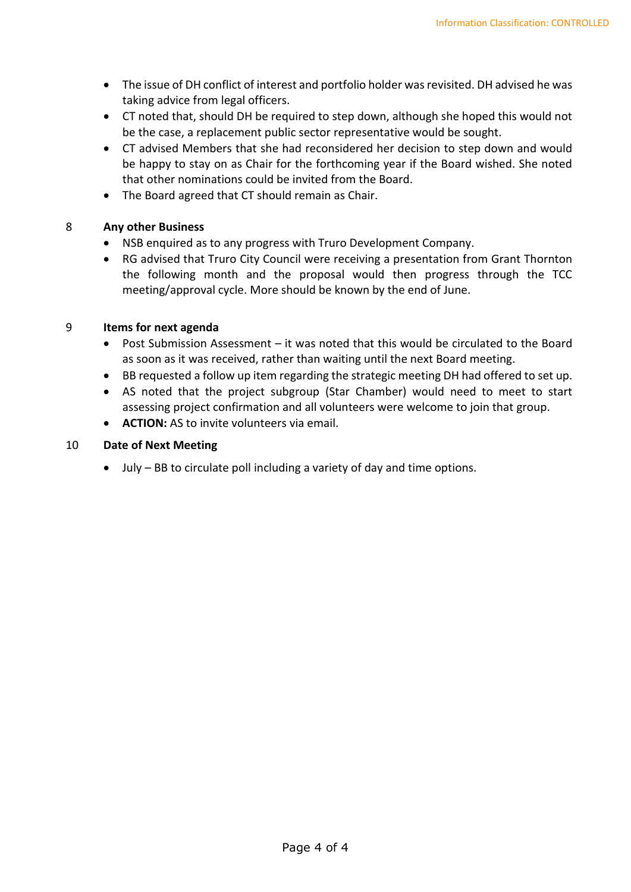- The issue of DH conflict of interest and portfolio holder was revisited. DH advised he was taking advice from legal officers.
- CT noted that, should DH be required to step down, although she hoped this would not be the case, a replacement public sector representative would be sought.
- CT advised Members that she had reconsidered her decision to step down and would be happy to stay on as Chair for the forthcoming year if the Board wished. She noted that other nominations could be invited from the Board.
- The Board agreed that CT should remain as Chair.

## 8 Any other Business

- NSB enquired as to any progress with Truro Development Company.
- RG advised that Truro City Council were receiving a presentation from Grant Thornton the following month and the proposal would then progress through the TCC meeting/approval cycle. More should be known by the end of June.

## 9 Items for next agenda

- Post Submission Assessment – it was noted that this would be circulated to the Board as soon as it was received, rather than waiting until the next Board meeting.
- BB requested a follow up item regarding the strategic meeting DH had offered to set up.
- AS noted that the project subgroup (Star Chamber) would need to meet to start assessing project confirmation and all volunteers were welcome to join that group.
- **ACTION:** AS to invite volunteers via email.

## 10 Date of Next Meeting

- July – BB to circulate poll including a variety of day and time options.